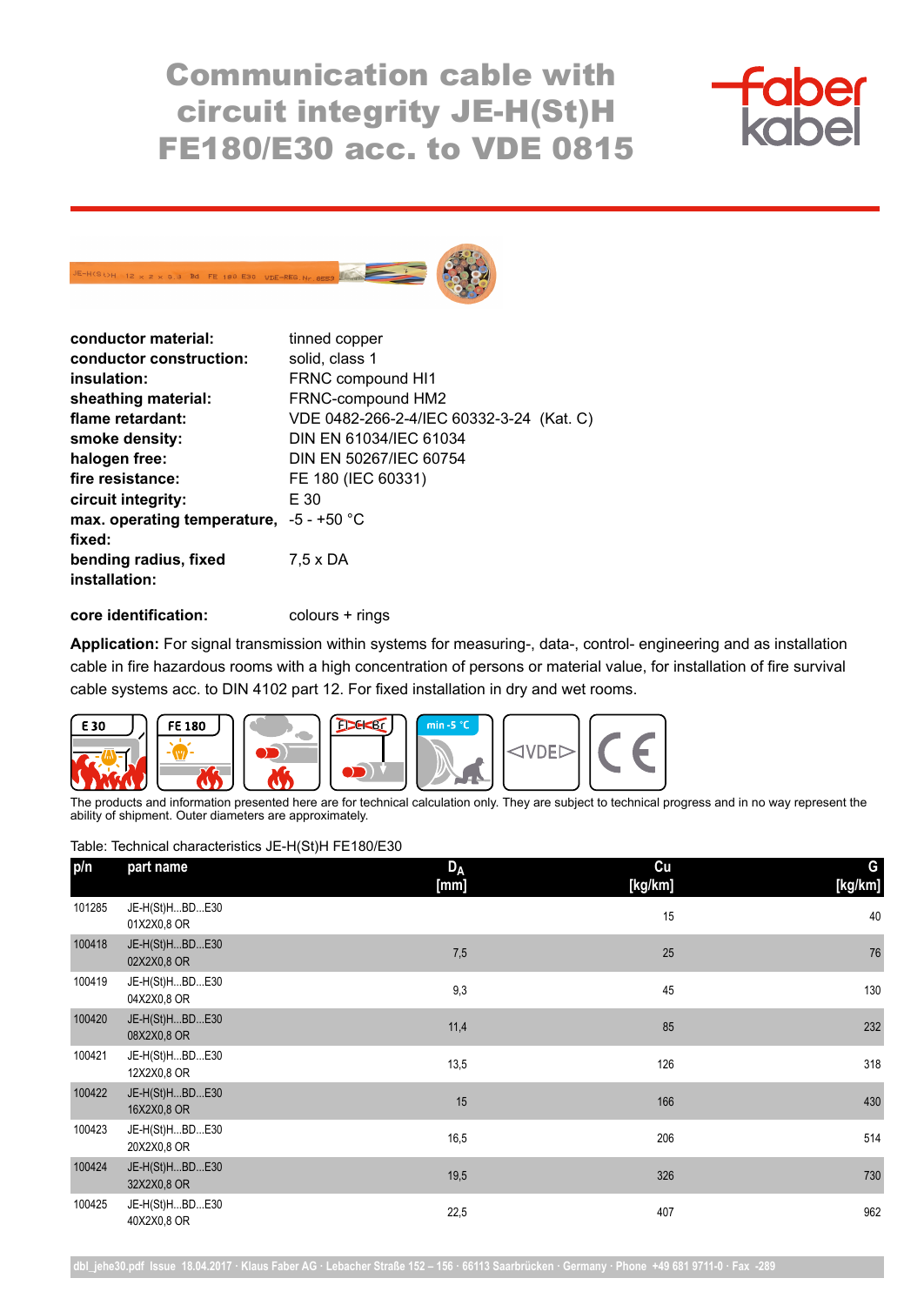# Communication cable with circuit integrity JE-H(St)H FE180/E30 acc. to VDE 0815

| | |
|---|---|
| **conductor material:** | tinned copper |
| **conductor construction:** | solid, class 1 |
| **insulation:** | FRNC compound HI1 |
| **sheathing material:** | FRNC-compound HM2 |
| **flame retardant:** | VDE 0482-266-2-4/IEC 60332-3-24 (Kat. C) |
| **smoke density:** | DIN EN 61034/IEC 61034 |
| **halogen free:** | DIN EN 50267/IEC 60754 |
| **fire resistance:** | FE 180 (IEC 60331) |
| **circuit integrity:** | E 30 |
| **max. operating temperature, fixed:** | -5 - +50 °C |
| **bending radius, fixed installation:** | 7,5 x DA |

**core identification:** colours + rings

**Application:** For signal transmission within systems for measuring-, data-, control- engineering and as installation cable in fire hazardous rooms with a high concentration of persons or material value, for installation of fire survival cable systems acc. to DIN 4102 part 12. For fixed installation in dry and wet rooms.

The products and information presented here are for technical calculation only. They are subject to technical progress and in no way represent the ability of shipment. Outer diameters are approximately.

Table: Technical characteristics JE-H(St)H FE180/E30

| p/n | part name | $D_A$ [mm] | Cu [kg/km] | G [kg/km] |
|---|---|---|---|---|
| 101285 | JE-H(St)H...BD...E30 01X2X0,8 OR | | 15 | 40 |
| 100418 | JE-H(St)H...BD...E30 02X2X0,8 OR | 7,5 | 25 | 76 |
| 100419 | JE-H(St)H...BD...E30 04X2X0,8 OR | 9,3 | 45 | 130 |
| 100420 | JE-H(St)H...BD...E30 08X2X0,8 OR | 11,4 | 85 | 232 |
| 100421 | JE-H(St)H...BD...E30 12X2X0,8 OR | 13,5 | 126 | 318 |
| 100422 | JE-H(St)H...BD...E30 16X2X0,8 OR | 15 | 166 | 430 |
| 100423 | JE-H(St)H...BD...E30 20X2X0,8 OR | 16,5 | 206 | 514 |
| 100424 | JE-H(St)H...BD...E30 32X2X0,8 OR | 19,5 | 326 | 730 |
| 100425 | JE-H(St)H...BD...E30 40X2X0,8 OR | 22,5 | 407 | 962 |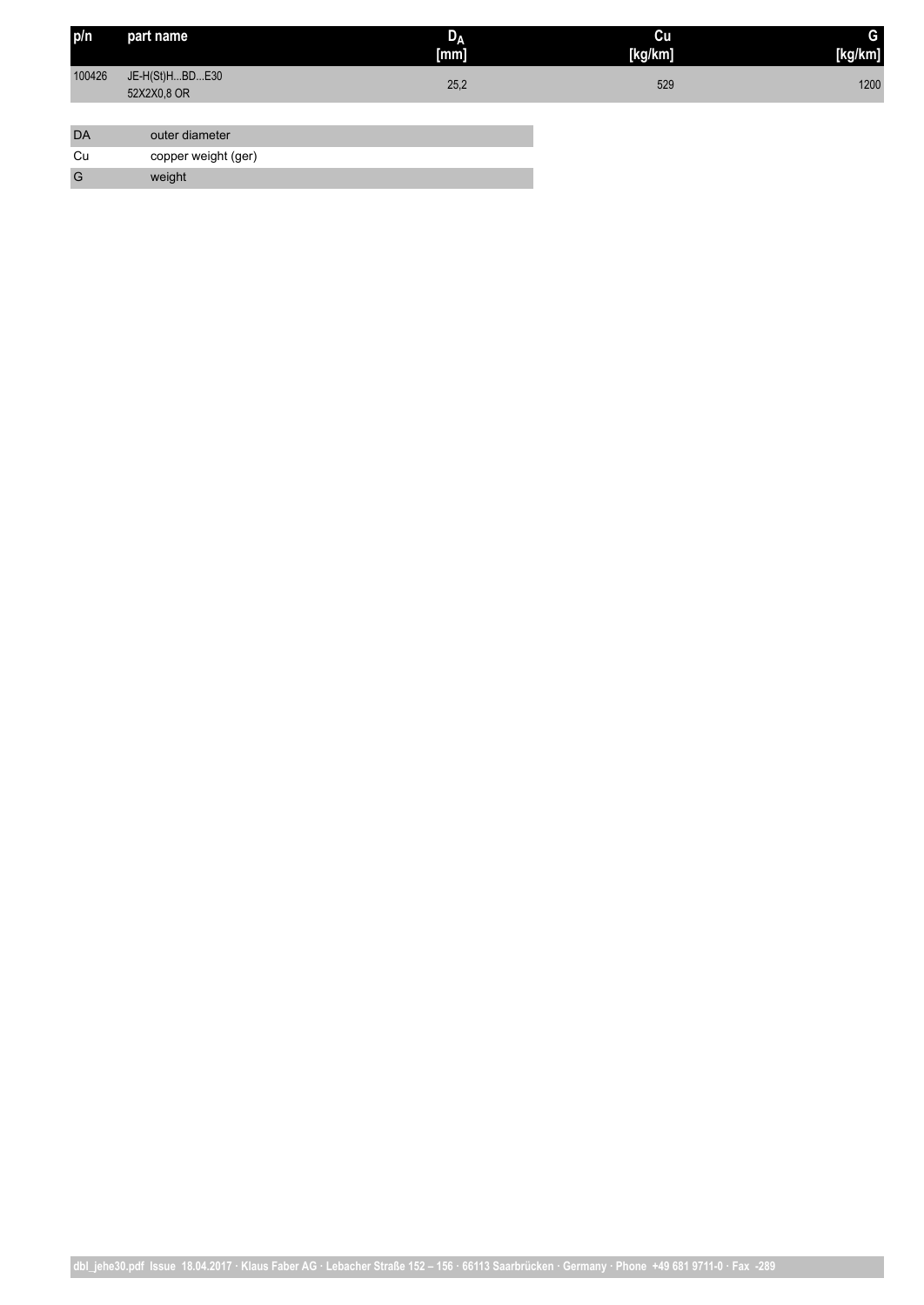| p/n | part name | $D_A$ [mm] | Cu [kg/km] | G [kg/km] |
| --- | --- | --- | --- | --- |
| 100426 | JE-H(St)H...BD...E30 52X2X0,8 OR | 25,2 | 529 | 1200 |

| | |
| --- | --- |
| DA | outer diameter |
| Cu | copper weight (ger) |
| G | weight |